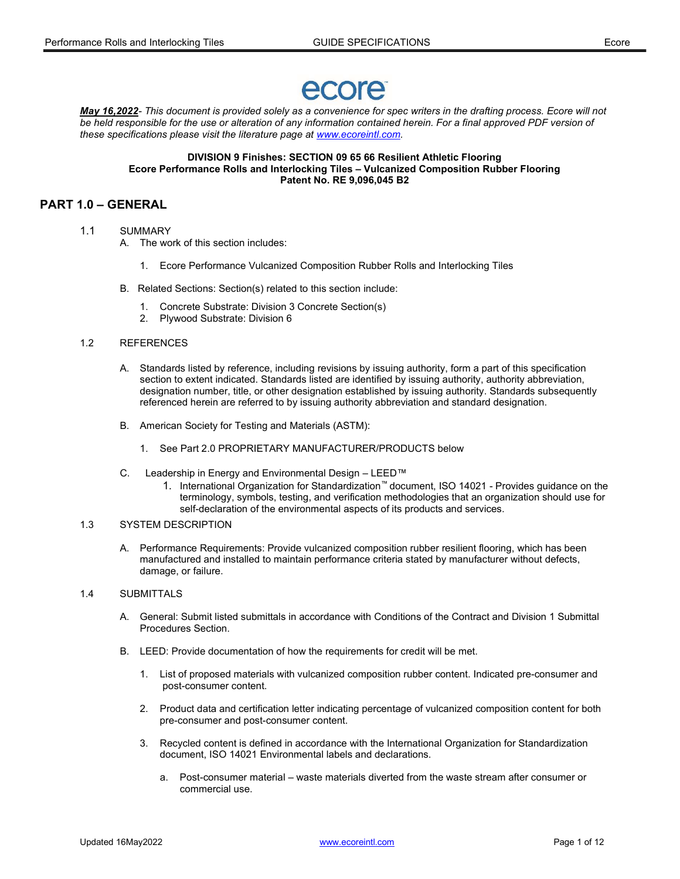ecore

***May 16,2022****- This document is provided solely as a convenience for spec writers in the drafting process. Ecore will not be held responsible for the use or alteration of any information contained herein. For a final approved PDF version of these specifications please visit the literature page at [www.ecoreintl.com](http://www.ecoreintl.com).*

**DIVISION 9 Finishes: SECTION 09 65 66 Resilient Athletic Flooring**
**Ecore Performance Rolls and Interlocking Tiles – Vulcanized Composition Rubber Flooring**
**Patent No. RE 9,096,045 B2**

## PART 1.0 – GENERAL

1.1 SUMMARY

A. The work of this section includes:

1. Ecore Performance Vulcanized Composition Rubber Rolls and Interlocking Tiles

B. Related Sections: Section(s) related to this section include:

1. Concrete Substrate: Division 3 Concrete Section(s)
2. Plywood Substrate: Division 6

1.2 REFERENCES

A. Standards listed by reference, including revisions by issuing authority, form a part of this specification section to extent indicated. Standards listed are identified by issuing authority, authority abbreviation, designation number, title, or other designation established by issuing authority. Standards subsequently referenced herein are referred to by issuing authority abbreviation and standard designation.

B. American Society for Testing and Materials (ASTM):

1. See Part 2.0 PROPRIETARY MANUFACTURER/PRODUCTS below

C. Leadership in Energy and Environmental Design – LEED™

1. International Organization for Standardization™ document, ISO 14021 - Provides guidance on the terminology, symbols, testing, and verification methodologies that an organization should use for self-declaration of the environmental aspects of its products and services.

1.3 SYSTEM DESCRIPTION

A. Performance Requirements: Provide vulcanized composition rubber resilient flooring, which has been manufactured and installed to maintain performance criteria stated by manufacturer without defects, damage, or failure.

1.4 SUBMITTALS

A. General: Submit listed submittals in accordance with Conditions of the Contract and Division 1 Submittal Procedures Section.

B. LEED: Provide documentation of how the requirements for credit will be met.

1. List of proposed materials with vulcanized composition rubber content. Indicated pre-consumer and post-consumer content.

2. Product data and certification letter indicating percentage of vulcanized composition content for both pre-consumer and post-consumer content.

3. Recycled content is defined in accordance with the International Organization for Standardization document, ISO 14021 Environmental labels and declarations.

   a. Post-consumer material – waste materials diverted from the waste stream after consumer or commercial use.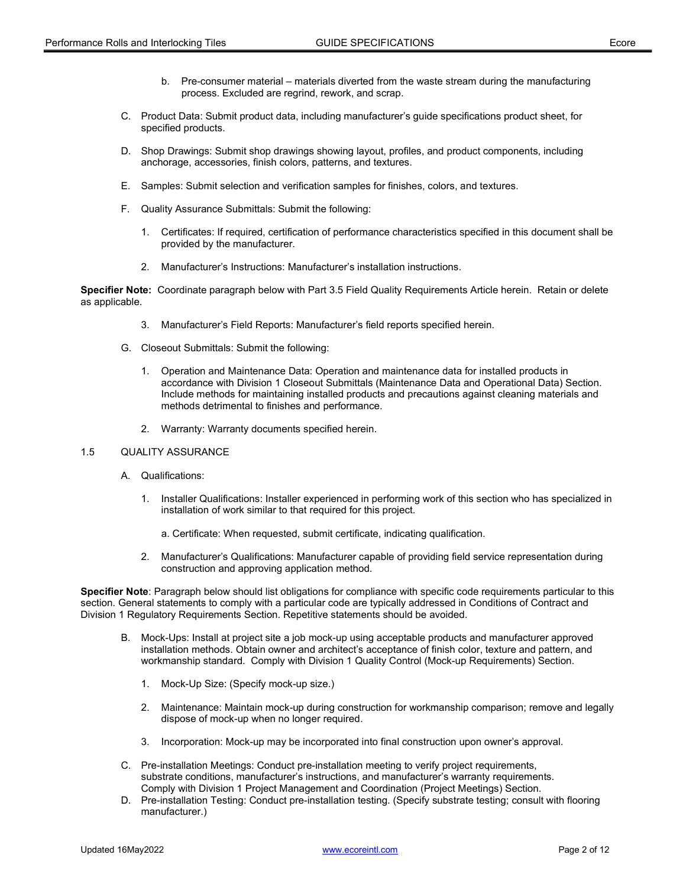b. Pre-consumer material – materials diverted from the waste stream during the manufacturing process. Excluded are regrind, rework, and scrap.

C. Product Data: Submit product data, including manufacturer's guide specifications product sheet, for specified products.

D. Shop Drawings: Submit shop drawings showing layout, profiles, and product components, including anchorage, accessories, finish colors, patterns, and textures.

E. Samples: Submit selection and verification samples for finishes, colors, and textures.

F. Quality Assurance Submittals: Submit the following:

1. Certificates: If required, certification of performance characteristics specified in this document shall be provided by the manufacturer.

2. Manufacturer's Instructions: Manufacturer's installation instructions.

**Specifier Note:** Coordinate paragraph below with Part 3.5 Field Quality Requirements Article herein. Retain or delete as applicable.

3. Manufacturer's Field Reports: Manufacturer's field reports specified herein.

G. Closeout Submittals: Submit the following:

1. Operation and Maintenance Data: Operation and maintenance data for installed products in accordance with Division 1 Closeout Submittals (Maintenance Data and Operational Data) Section. Include methods for maintaining installed products and precautions against cleaning materials and methods detrimental to finishes and performance.

2. Warranty: Warranty documents specified herein.

## 1.5 QUALITY ASSURANCE

A. Qualifications:

1. Installer Qualifications: Installer experienced in performing work of this section who has specialized in installation of work similar to that required for this project.

   a. Certificate: When requested, submit certificate, indicating qualification.

2. Manufacturer's Qualifications: Manufacturer capable of providing field service representation during construction and approving application method.

**Specifier Note**: Paragraph below should list obligations for compliance with specific code requirements particular to this section. General statements to comply with a particular code are typically addressed in Conditions of Contract and Division 1 Regulatory Requirements Section. Repetitive statements should be avoided.

B. Mock-Ups: Install at project site a job mock-up using acceptable products and manufacturer approved installation methods. Obtain owner and architect's acceptance of finish color, texture and pattern, and workmanship standard. Comply with Division 1 Quality Control (Mock-up Requirements) Section.

1. Mock-Up Size: (Specify mock-up size.)

2. Maintenance: Maintain mock-up during construction for workmanship comparison; remove and legally dispose of mock-up when no longer required.

3. Incorporation: Mock-up may be incorporated into final construction upon owner's approval.

C. Pre-installation Meetings: Conduct pre-installation meeting to verify project requirements, substrate conditions, manufacturer's instructions, and manufacturer's warranty requirements. Comply with Division 1 Project Management and Coordination (Project Meetings) Section.

D. Pre-installation Testing: Conduct pre-installation testing. (Specify substrate testing; consult with flooring manufacturer.)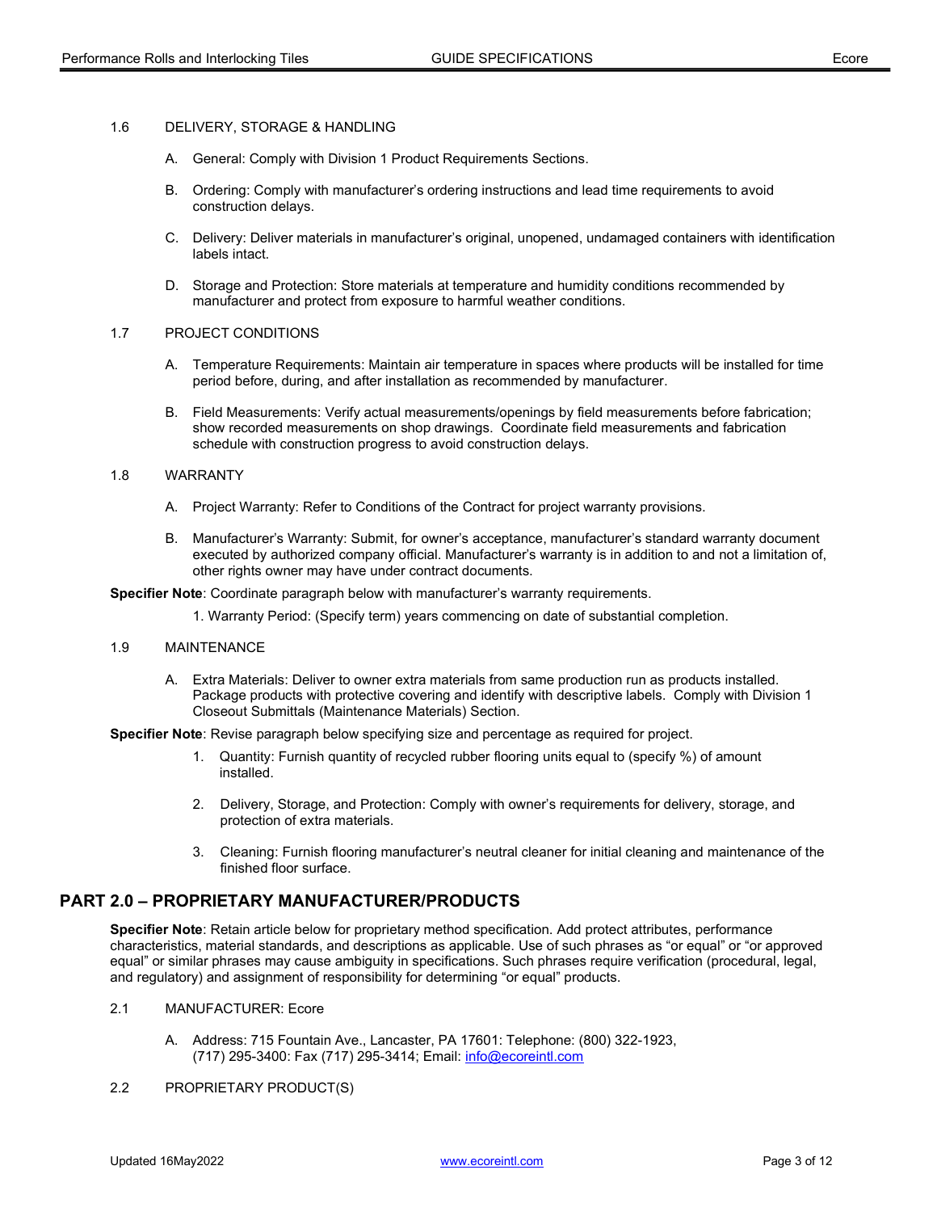1.6 DELIVERY, STORAGE & HANDLING

A. General: Comply with Division 1 Product Requirements Sections.

B. Ordering: Comply with manufacturer's ordering instructions and lead time requirements to avoid construction delays.

C. Delivery: Deliver materials in manufacturer's original, unopened, undamaged containers with identification labels intact.

D. Storage and Protection: Store materials at temperature and humidity conditions recommended by manufacturer and protect from exposure to harmful weather conditions.

1.7 PROJECT CONDITIONS

A. Temperature Requirements: Maintain air temperature in spaces where products will be installed for time period before, during, and after installation as recommended by manufacturer.

B. Field Measurements: Verify actual measurements/openings by field measurements before fabrication; show recorded measurements on shop drawings. Coordinate field measurements and fabrication schedule with construction progress to avoid construction delays.

1.8 WARRANTY

A. Project Warranty: Refer to Conditions of the Contract for project warranty provisions.

B. Manufacturer's Warranty: Submit, for owner's acceptance, manufacturer's standard warranty document executed by authorized company official. Manufacturer's warranty is in addition to and not a limitation of, other rights owner may have under contract documents.

**Specifier Note**: Coordinate paragraph below with manufacturer's warranty requirements.

1. Warranty Period: (Specify term) years commencing on date of substantial completion.

1.9 MAINTENANCE

A. Extra Materials: Deliver to owner extra materials from same production run as products installed. Package products with protective covering and identify with descriptive labels. Comply with Division 1 Closeout Submittals (Maintenance Materials) Section.

**Specifier Note**: Revise paragraph below specifying size and percentage as required for project.

1. Quantity: Furnish quantity of recycled rubber flooring units equal to (specify %) of amount installed.

2. Delivery, Storage, and Protection: Comply with owner's requirements for delivery, storage, and protection of extra materials.

3. Cleaning: Furnish flooring manufacturer's neutral cleaner for initial cleaning and maintenance of the finished floor surface.

## PART 2.0 – PROPRIETARY MANUFACTURER/PRODUCTS

**Specifier Note**: Retain article below for proprietary method specification. Add protect attributes, performance characteristics, material standards, and descriptions as applicable. Use of such phrases as "or equal" or "or approved equal" or similar phrases may cause ambiguity in specifications. Such phrases require verification (procedural, legal, and regulatory) and assignment of responsibility for determining "or equal" products.

2.1 MANUFACTURER: Ecore

A. Address: 715 Fountain Ave., Lancaster, PA 17601: Telephone: (800) 322-1923, (717) 295-3400: Fax (717) 295-3414; Email: info@ecoreintl.com

2.2 PROPRIETARY PRODUCT(S)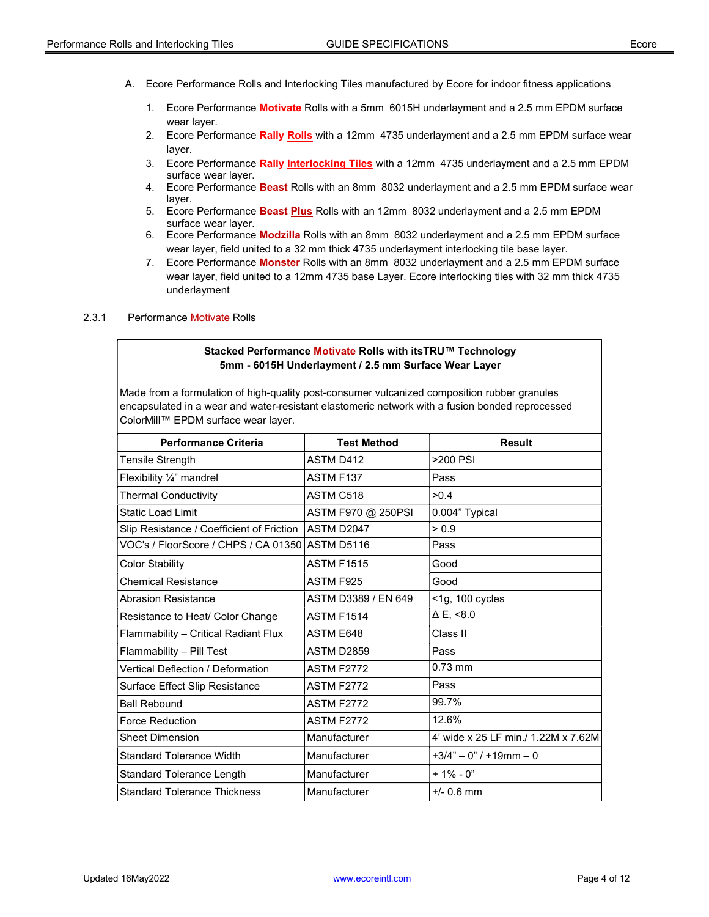A. Ecore Performance Rolls and Interlocking Tiles manufactured by Ecore for indoor fitness applications

1. Ecore Performance **Motivate** Rolls with a 5mm 6015H underlayment and a 2.5 mm EPDM surface wear layer.
2. Ecore Performance **Rally Rolls** with a 12mm 4735 underlayment and a 2.5 mm EPDM surface wear layer.
3. Ecore Performance **Rally Interlocking Tiles** with a 12mm 4735 underlayment and a 2.5 mm EPDM surface wear layer.
4. Ecore Performance **Beast** Rolls with an 8mm 8032 underlayment and a 2.5 mm EPDM surface wear layer.
5. Ecore Performance **Beast Plus** Rolls with an 12mm 8032 underlayment and a 2.5 mm EPDM surface wear layer.
6. Ecore Performance **Modzilla** Rolls with an 8mm 8032 underlayment and a 2.5 mm EPDM surface wear layer, field united to a 32 mm thick 4735 underlayment interlocking tile base layer.
7. Ecore Performance **Monster** Rolls with an 8mm 8032 underlayment and a 2.5 mm EPDM surface wear layer, field united to a 12mm 4735 base Layer. Ecore interlocking tiles with 32 mm thick 4735 underlayment

2.3.1 Performance Motivate Rolls

**Stacked Performance Motivate Rolls with itsTRU™ Technology**
**5mm - 6015H Underlayment / 2.5 mm Surface Wear Layer**

Made from a formulation of high-quality post-consumer vulcanized composition rubber granules encapsulated in a wear and water-resistant elastomeric network with a fusion bonded reprocessed ColorMill™ EPDM surface wear layer.

| Performance Criteria | Test Method | Result |
|---|---|---|
| Tensile Strength | ASTM D412 | >200 PSI |
| Flexibility ¼" mandrel | ASTM F137 | Pass |
| Thermal Conductivity | ASTM C518 | >0.4 |
| Static Load Limit | ASTM F970 @ 250PSI | 0.004" Typical |
| Slip Resistance / Coefficient of Friction | ASTM D2047 | > 0.9 |
| VOC's / FloorScore / CHPS / CA 01350 | ASTM D5116 | Pass |
| Color Stability | ASTM F1515 | Good |
| Chemical Resistance | ASTM F925 | Good |
| Abrasion Resistance | ASTM D3389 / EN 649 | <1g, 100 cycles |
| Resistance to Heat/ Color Change | ASTM F1514 | Δ E, <8.0 |
| Flammability – Critical Radiant Flux | ASTM E648 | Class II |
| Flammability – Pill Test | ASTM D2859 | Pass |
| Vertical Deflection / Deformation | ASTM F2772 | 0.73 mm |
| Surface Effect Slip Resistance | ASTM F2772 | Pass |
| Ball Rebound | ASTM F2772 | 99.7% |
| Force Reduction | ASTM F2772 | 12.6% |
| Sheet Dimension | Manufacturer | 4' wide x 25 LF min./ 1.22M x 7.62M |
| Standard Tolerance Width | Manufacturer | +3/4" – 0" / +19mm – 0 |
| Standard Tolerance Length | Manufacturer | + 1% - 0" |
| Standard Tolerance Thickness | Manufacturer | +/- 0.6 mm |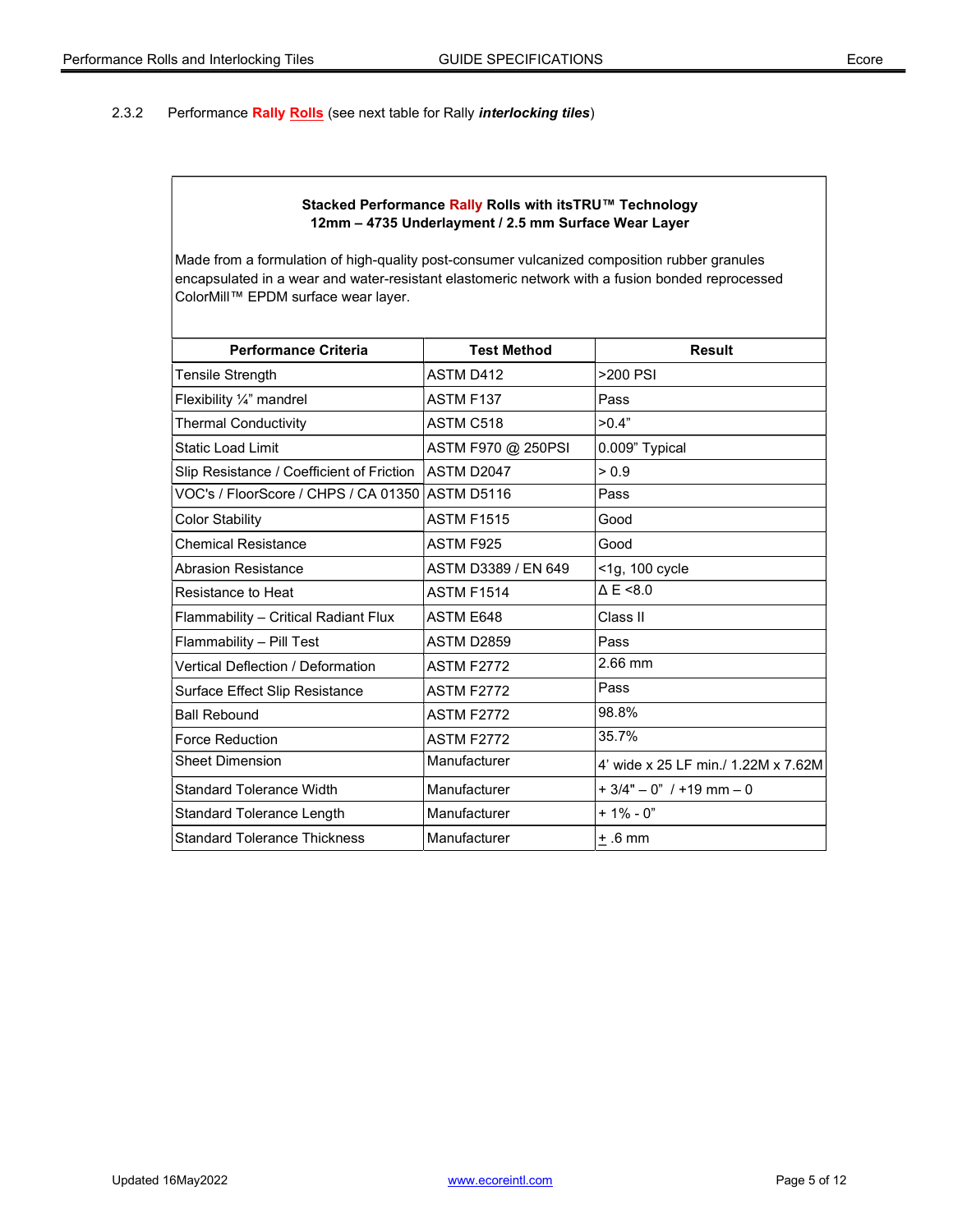2.3.2 Performance **Rally** **Rolls** (see next table for Rally ***interlocking tiles***)

| **Stacked Performance Rally Rolls with itsTRU™ Technology**<br>**12mm – 4735 Underlayment / 2.5 mm Surface Wear Layer**<br><br>Made from a formulation of high-quality post-consumer vulcanized composition rubber granules encapsulated in a wear and water-resistant elastomeric network with a fusion bonded reprocessed ColorMill™ EPDM surface wear layer. | | |
|---|---|---|
| **Performance Criteria** | **Test Method** | **Result** |
| Tensile Strength | ASTM D412 | >200 PSI |
| Flexibility ¼" mandrel | ASTM F137 | Pass |
| Thermal Conductivity | ASTM C518 | >0.4" |
| Static Load Limit | ASTM F970 @ 250PSI | 0.009" Typical |
| Slip Resistance / Coefficient of Friction | ASTM D2047 | > 0.9 |
| VOC's / FloorScore / CHPS / CA 01350 | ASTM D5116 | Pass |
| Color Stability | ASTM F1515 | Good |
| Chemical Resistance | ASTM F925 | Good |
| Abrasion Resistance | ASTM D3389 / EN 649 | <1g, 100 cycle |
| Resistance to Heat | ASTM F1514 | Δ E <8.0 |
| Flammability – Critical Radiant Flux | ASTM E648 | Class II |
| Flammability – Pill Test | ASTM D2859 | Pass |
| Vertical Deflection / Deformation | ASTM F2772 | 2.66 mm |
| Surface Effect Slip Resistance | ASTM F2772 | Pass |
| Ball Rebound | ASTM F2772 | 98.8% |
| Force Reduction | ASTM F2772 | 35.7% |
| Sheet Dimension | Manufacturer | 4' wide x 25 LF min./ 1.22M x 7.62M |
| Standard Tolerance Width | Manufacturer | + 3/4" – 0" / +19 mm – 0 |
| Standard Tolerance Length | Manufacturer | + 1% - 0" |
| Standard Tolerance Thickness | Manufacturer | ± .6 mm |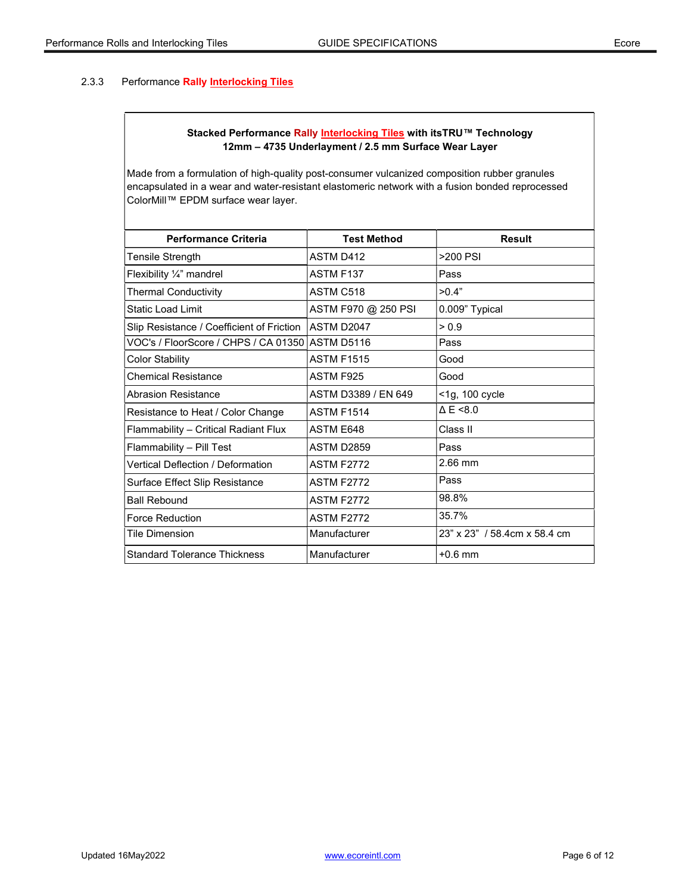2.3.3 Performance Rally Interlocking Tiles

**Stacked Performance Rally Interlocking Tiles with itsTRU™ Technology**
**12mm – 4735 Underlayment / 2.5 mm Surface Wear Layer**

Made from a formulation of high-quality post-consumer vulcanized composition rubber granules encapsulated in a wear and water-resistant elastomeric network with a fusion bonded reprocessed ColorMill™ EPDM surface wear layer.

| Performance Criteria | Test Method | Result |
|---|---|---|
| Tensile Strength | ASTM D412 | >200 PSI |
| Flexibility ¼" mandrel | ASTM F137 | Pass |
| Thermal Conductivity | ASTM C518 | >0.4" |
| Static Load Limit | ASTM F970 @ 250 PSI | 0.009" Typical |
| Slip Resistance / Coefficient of Friction | ASTM D2047 | > 0.9 |
| VOC's / FloorScore / CHPS / CA 01350 | ASTM D5116 | Pass |
| Color Stability | ASTM F1515 | Good |
| Chemical Resistance | ASTM F925 | Good |
| Abrasion Resistance | ASTM D3389 / EN 649 | <1g, 100 cycle |
| Resistance to Heat / Color Change | ASTM F1514 | Δ E <8.0 |
| Flammability – Critical Radiant Flux | ASTM E648 | Class II |
| Flammability – Pill Test | ASTM D2859 | Pass |
| Vertical Deflection / Deformation | ASTM F2772 | 2.66 mm |
| Surface Effect Slip Resistance | ASTM F2772 | Pass |
| Ball Rebound | ASTM F2772 | 98.8% |
| Force Reduction | ASTM F2772 | 35.7% |
| Tile Dimension | Manufacturer | 23" x 23" / 58.4cm x 58.4 cm |
| Standard Tolerance Thickness | Manufacturer | +0.6 mm |

Updated 16May2022

www.ecoreintl.com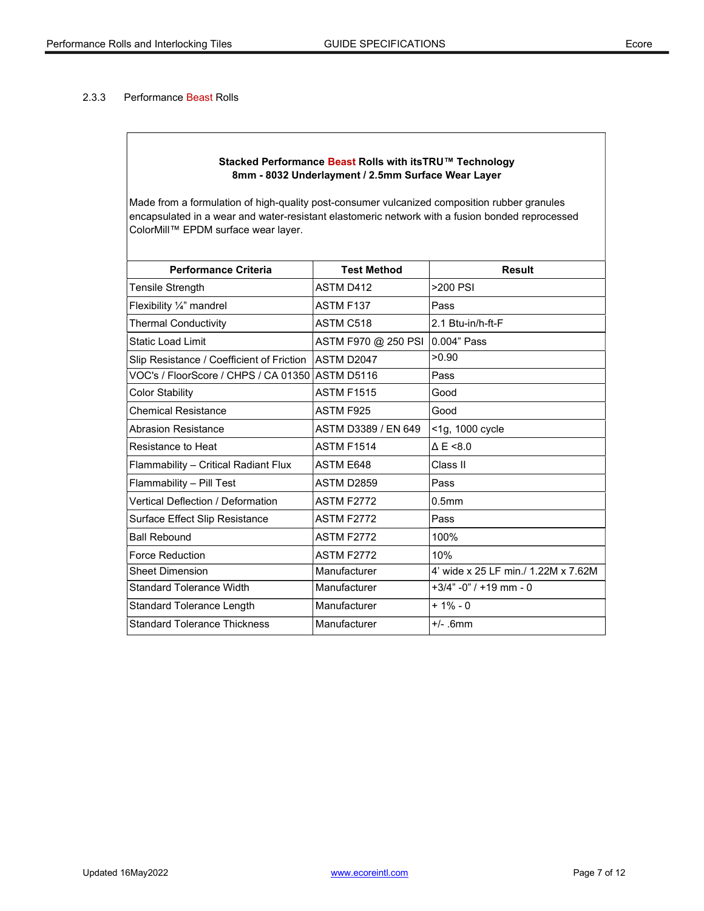2.3.3 Performance Beast Rolls

**Stacked Performance Beast Rolls with itsTRU™ Technology**
**8mm - 8032 Underlayment / 2.5mm Surface Wear Layer**

Made from a formulation of high-quality post-consumer vulcanized composition rubber granules encapsulated in a wear and water-resistant elastomeric network with a fusion bonded reprocessed ColorMill™ EPDM surface wear layer.

| Performance Criteria | Test Method | Result |
|---|---|---|
| Tensile Strength | ASTM D412 | >200 PSI |
| Flexibility ¼" mandrel | ASTM F137 | Pass |
| Thermal Conductivity | ASTM C518 | 2.1 Btu-in/h-ft-F |
| Static Load Limit | ASTM F970 @ 250 PSI | 0.004" Pass |
| Slip Resistance / Coefficient of Friction | ASTM D2047 | >0.90 |
| VOC's / FloorScore / CHPS / CA 01350 | ASTM D5116 | Pass |
| Color Stability | ASTM F1515 | Good |
| Chemical Resistance | ASTM F925 | Good |
| Abrasion Resistance | ASTM D3389 / EN 649 | <1g, 1000 cycle |
| Resistance to Heat | ASTM F1514 | Δ E <8.0 |
| Flammability – Critical Radiant Flux | ASTM E648 | Class II |
| Flammability – Pill Test | ASTM D2859 | Pass |
| Vertical Deflection / Deformation | ASTM F2772 | 0.5mm |
| Surface Effect Slip Resistance | ASTM F2772 | Pass |
| Ball Rebound | ASTM F2772 | 100% |
| Force Reduction | ASTM F2772 | 10% |
| Sheet Dimension | Manufacturer | 4' wide x 25 LF min./ 1.22M x 7.62M |
| Standard Tolerance Width | Manufacturer | +3/4" -0" / +19 mm - 0 |
| Standard Tolerance Length | Manufacturer | + 1% - 0 |
| Standard Tolerance Thickness | Manufacturer | +/- .6mm |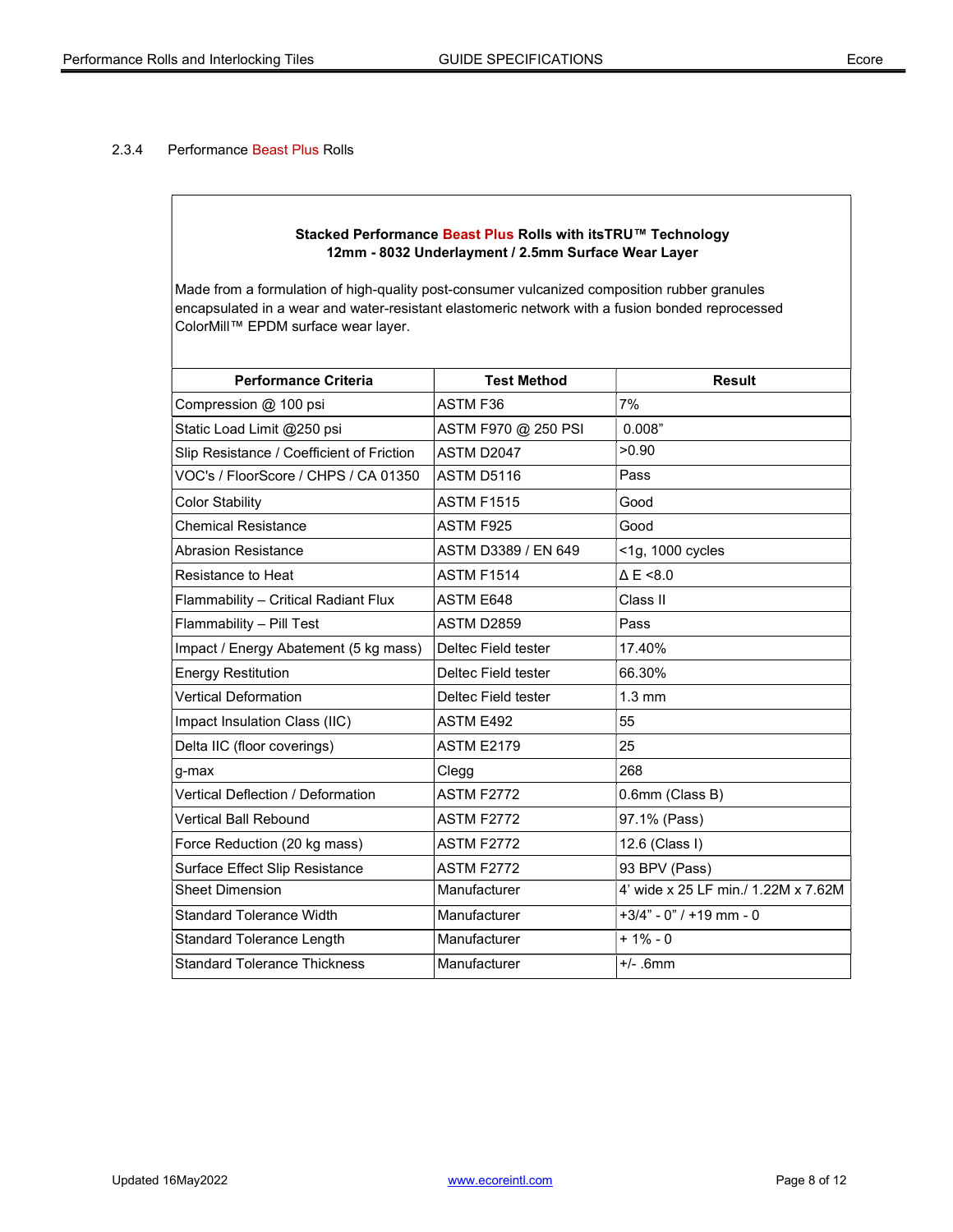2.3.4 Performance Beast Plus Rolls

**Stacked Performance Beast Plus Rolls with itsTRU™ Technology**
**12mm - 8032 Underlayment / 2.5mm Surface Wear Layer**

Made from a formulation of high-quality post-consumer vulcanized composition rubber granules encapsulated in a wear and water-resistant elastomeric network with a fusion bonded reprocessed ColorMill™ EPDM surface wear layer.

| Performance Criteria | Test Method | Result |
|---|---|---|
| Compression @ 100 psi | ASTM F36 | 7% |
| Static Load Limit @250 psi | ASTM F970 @ 250 PSI | 0.008” |
| Slip Resistance / Coefficient of Friction | ASTM D2047 | >0.90 |
| VOC's / FloorScore / CHPS / CA 01350 | ASTM D5116 | Pass |
| Color Stability | ASTM F1515 | Good |
| Chemical Resistance | ASTM F925 | Good |
| Abrasion Resistance | ASTM D3389 / EN 649 | <1g, 1000 cycles |
| Resistance to Heat | ASTM F1514 | Δ E <8.0 |
| Flammability – Critical Radiant Flux | ASTM E648 | Class II |
| Flammability – Pill Test | ASTM D2859 | Pass |
| Impact / Energy Abatement (5 kg mass) | Deltec Field tester | 17.40% |
| Energy Restitution | Deltec Field tester | 66.30% |
| Vertical Deformation | Deltec Field tester | 1.3 mm |
| Impact Insulation Class (IIC) | ASTM E492 | 55 |
| Delta IIC (floor coverings) | ASTM E2179 | 25 |
| g-max | Clegg | 268 |
| Vertical Deflection / Deformation | ASTM F2772 | 0.6mm (Class B) |
| Vertical Ball Rebound | ASTM F2772 | 97.1% (Pass) |
| Force Reduction (20 kg mass) | ASTM F2772 | 12.6 (Class I) |
| Surface Effect Slip Resistance | ASTM F2772 | 93 BPV (Pass) |
| Sheet Dimension | Manufacturer | 4’ wide x 25 LF min./ 1.22M x 7.62M |
| Standard Tolerance Width | Manufacturer | +3/4” - 0” / +19 mm - 0 |
| Standard Tolerance Length | Manufacturer | + 1% - 0 |
| Standard Tolerance Thickness | Manufacturer | +/- .6mm |

Updated 16May2022

www.ecoreintl.com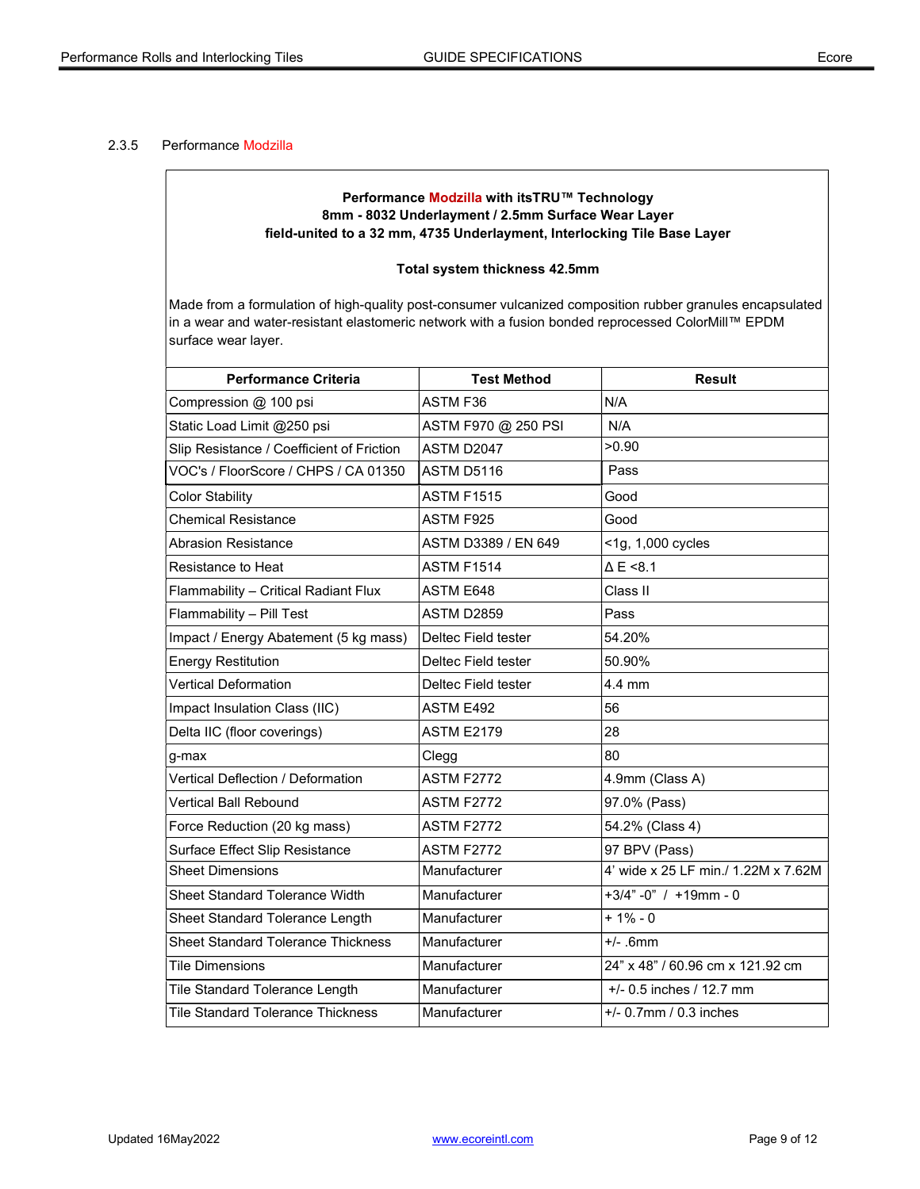### 2.3.5 Performance Modzilla

**Performance Modzilla with itsTRU™ Technology**
**8mm - 8032 Underlayment / 2.5mm Surface Wear Layer**
**field-united to a 32 mm, 4735 Underlayment, Interlocking Tile Base Layer**

**Total system thickness 42.5mm**

Made from a formulation of high-quality post-consumer vulcanized composition rubber granules encapsulated in a wear and water-resistant elastomeric network with a fusion bonded reprocessed ColorMill™ EPDM surface wear layer.

| Performance Criteria | Test Method | Result |
|---|---|---|
| Compression @ 100 psi | ASTM F36 | N/A |
| Static Load Limit @250 psi | ASTM F970 @ 250 PSI | N/A |
| Slip Resistance / Coefficient of Friction | ASTM D2047 | >0.90 |
| VOC's / FloorScore / CHPS / CA 01350 | ASTM D5116 | Pass |
| Color Stability | ASTM F1515 | Good |
| Chemical Resistance | ASTM F925 | Good |
| Abrasion Resistance | ASTM D3389 / EN 649 | <1g, 1,000 cycles |
| Resistance to Heat | ASTM F1514 | Δ E <8.1 |
| Flammability – Critical Radiant Flux | ASTM E648 | Class II |
| Flammability – Pill Test | ASTM D2859 | Pass |
| Impact / Energy Abatement (5 kg mass) | Deltec Field tester | 54.20% |
| Energy Restitution | Deltec Field tester | 50.90% |
| Vertical Deformation | Deltec Field tester | 4.4 mm |
| Impact Insulation Class (IIC) | ASTM E492 | 56 |
| Delta IIC (floor coverings) | ASTM E2179 | 28 |
| g-max | Clegg | 80 |
| Vertical Deflection / Deformation | ASTM F2772 | 4.9mm (Class A) |
| Vertical Ball Rebound | ASTM F2772 | 97.0% (Pass) |
| Force Reduction (20 kg mass) | ASTM F2772 | 54.2% (Class 4) |
| Surface Effect Slip Resistance | ASTM F2772 | 97 BPV (Pass) |
| Sheet Dimensions | Manufacturer | 4' wide x 25 LF min./ 1.22M x 7.62M |
| Sheet Standard Tolerance Width | Manufacturer | +3/4" -0" / +19mm - 0 |
| Sheet Standard Tolerance Length | Manufacturer | + 1% - 0 |
| Sheet Standard Tolerance Thickness | Manufacturer | +/- .6mm |
| Tile Dimensions | Manufacturer | 24" x 48" / 60.96 cm x 121.92 cm |
| Tile Standard Tolerance Length | Manufacturer | +/- 0.5 inches / 12.7 mm |
| Tile Standard Tolerance Thickness | Manufacturer | +/- 0.7mm / 0.3 inches |

Updated 16May2022

www.ecoreintl.com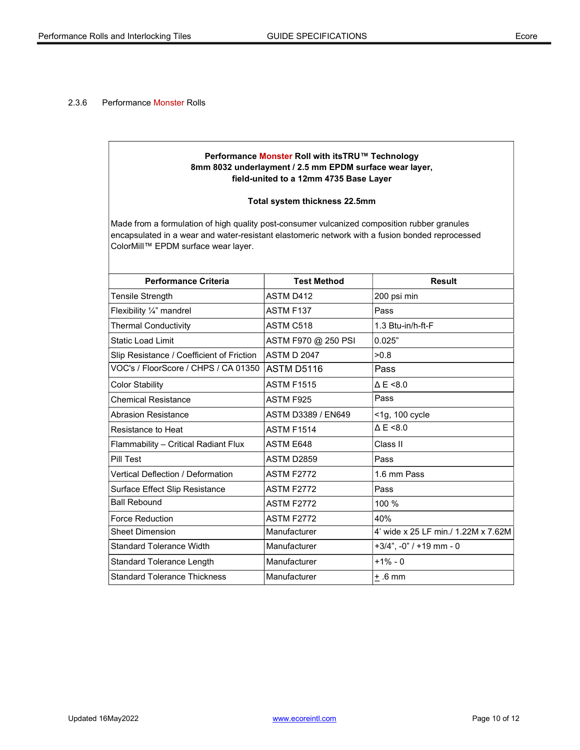2.3.6 Performance Monster Rolls

| **Performance Monster Roll with itsTRU™ Technology**<br>**8mm 8032 underlayment / 2.5 mm EPDM surface wear layer,**<br>**field-united to a 12mm 4735 Base Layer**<br><br>**Total system thickness 22.5mm**<br><br>Made from a formulation of high quality post-consumer vulcanized composition rubber granules encapsulated in a wear and water-resistant elastomeric network with a fusion bonded reprocessed ColorMill™ EPDM surface wear layer. | | |
|---|---|---|
| **Performance Criteria** | **Test Method** | **Result** |
| Tensile Strength | ASTM D412 | 200 psi min |
| Flexibility ¼" mandrel | ASTM F137 | Pass |
| Thermal Conductivity | ASTM C518 | 1.3 Btu-in/h-ft-F |
| Static Load Limit | ASTM F970 @ 250 PSI | 0.025" |
| Slip Resistance / Coefficient of Friction | ASTM D 2047 | >0.8 |
| VOC's / FloorScore / CHPS / CA 01350 | ASTM D5116 | Pass |
| Color Stability | ASTM F1515 | Δ E <8.0 |
| Chemical Resistance | ASTM F925 | Pass |
| Abrasion Resistance | ASTM D3389 / EN649 | <1g, 100 cycle |
| Resistance to Heat | ASTM F1514 | Δ E <8.0 |
| Flammability – Critical Radiant Flux | ASTM E648 | Class II |
| Pill Test | ASTM D2859 | Pass |
| Vertical Deflection / Deformation | ASTM F2772 | 1.6 mm Pass |
| Surface Effect Slip Resistance | ASTM F2772 | Pass |
| Ball Rebound | ASTM F2772 | 100 % |
| Force Reduction | ASTM F2772 | 40% |
| Sheet Dimension | Manufacturer | 4' wide x 25 LF min./ 1.22M x 7.62M |
| Standard Tolerance Width | Manufacturer | +3/4", -0" / +19 mm - 0 |
| Standard Tolerance Length | Manufacturer | +1% - 0 |
| Standard Tolerance Thickness | Manufacturer | ± .6 mm |

Updated 16May2022

www.ecoreintl.com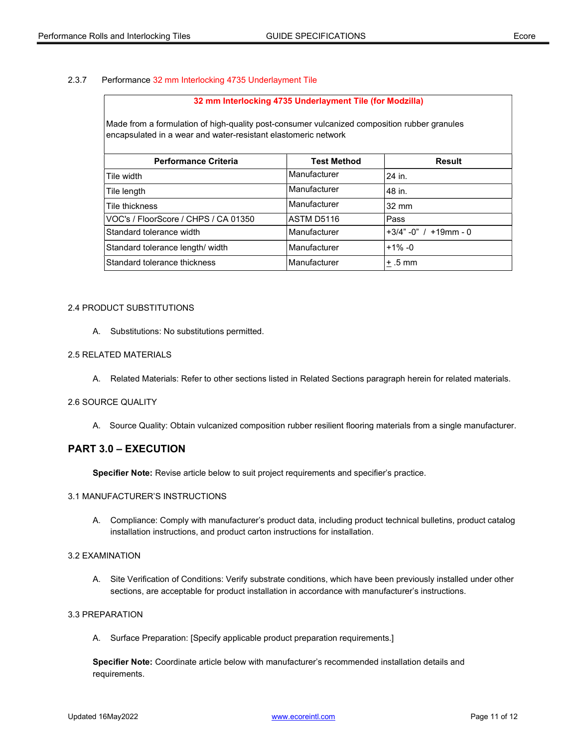2.3.7 Performance 32 mm Interlocking 4735 Underlayment Tile

**32 mm Interlocking 4735 Underlayment Tile (for Modzilla)**

Made from a formulation of high-quality post-consumer vulcanized composition rubber granules encapsulated in a wear and water-resistant elastomeric network

| Performance Criteria | Test Method | Result |
|---|---|---|
| Tile width | Manufacturer | 24 in. |
| Tile length | Manufacturer | 48 in. |
| Tile thickness | Manufacturer | 32 mm |
| VOC's / FloorScore / CHPS / CA 01350 | ASTM D5116 | Pass |
| Standard tolerance width | Manufacturer | +3/4" -0" / +19mm - 0 |
| Standard tolerance length/ width | Manufacturer | +1% -0 |
| Standard tolerance thickness | Manufacturer | ± .5 mm |

2.4 PRODUCT SUBSTITUTIONS

A. Substitutions: No substitutions permitted.

2.5 RELATED MATERIALS

A. Related Materials: Refer to other sections listed in Related Sections paragraph herein for related materials.

2.6 SOURCE QUALITY

A. Source Quality: Obtain vulcanized composition rubber resilient flooring materials from a single manufacturer.

## PART 3.0 – EXECUTION

**Specifier Note:** Revise article below to suit project requirements and specifier's practice.

3.1 MANUFACTURER'S INSTRUCTIONS

A. Compliance: Comply with manufacturer's product data, including product technical bulletins, product catalog installation instructions, and product carton instructions for installation.

3.2 EXAMINATION

A. Site Verification of Conditions: Verify substrate conditions, which have been previously installed under other sections, are acceptable for product installation in accordance with manufacturer's instructions.

3.3 PREPARATION

A. Surface Preparation: [Specify applicable product preparation requirements.]

**Specifier Note:** Coordinate article below with manufacturer's recommended installation details and requirements.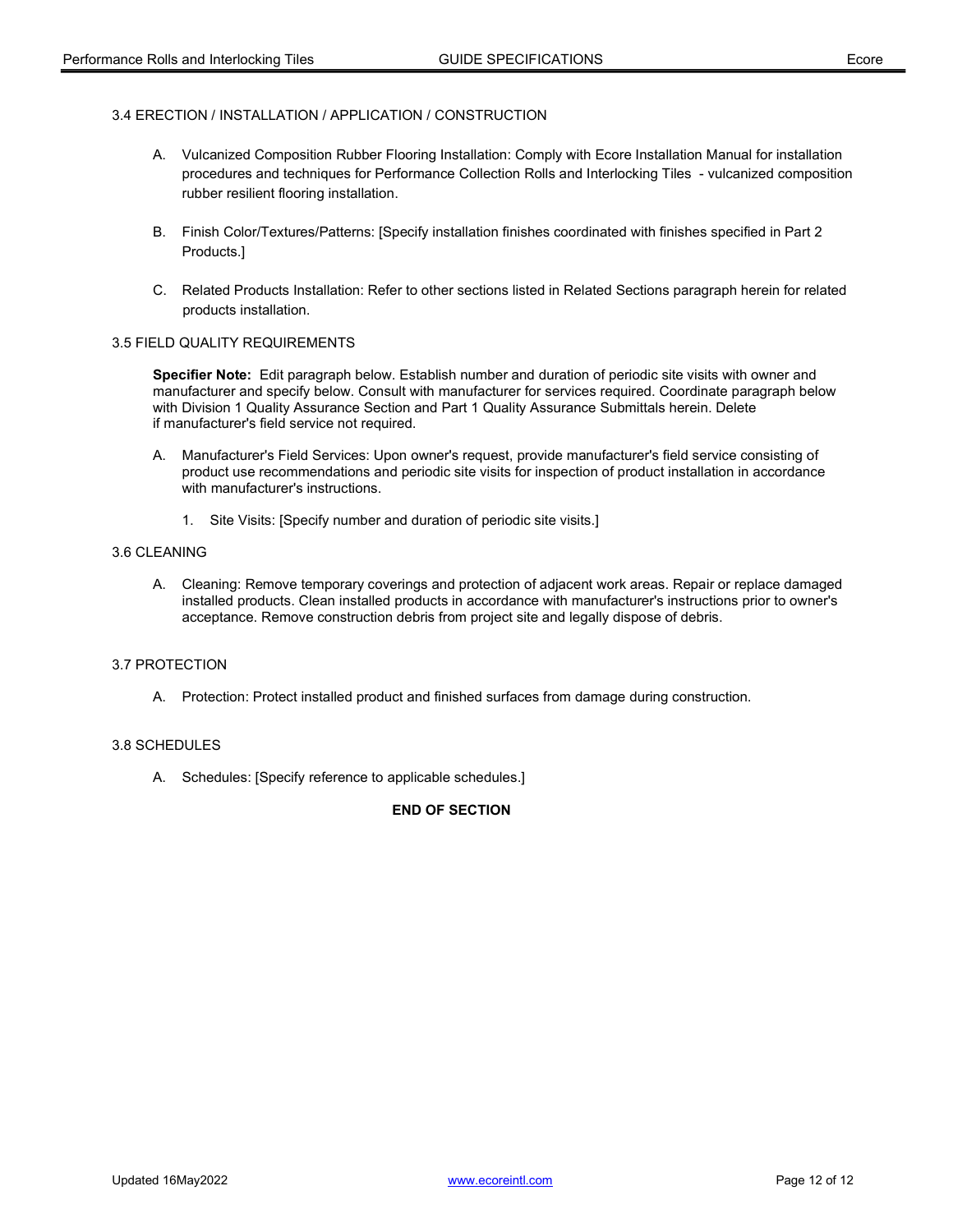### 3.4 ERECTION / INSTALLATION / APPLICATION / CONSTRUCTION

A. Vulcanized Composition Rubber Flooring Installation: Comply with Ecore Installation Manual for installation procedures and techniques for Performance Collection Rolls and Interlocking Tiles - vulcanized composition rubber resilient flooring installation.

B. Finish Color/Textures/Patterns: [Specify installation finishes coordinated with finishes specified in Part 2 Products.]

C. Related Products Installation: Refer to other sections listed in Related Sections paragraph herein for related products installation.

### 3.5 FIELD QUALITY REQUIREMENTS

**Specifier Note:** Edit paragraph below. Establish number and duration of periodic site visits with owner and manufacturer and specify below. Consult with manufacturer for services required. Coordinate paragraph below with Division 1 Quality Assurance Section and Part 1 Quality Assurance Submittals herein. Delete if manufacturer's field service not required.

A. Manufacturer's Field Services: Upon owner's request, provide manufacturer's field service consisting of product use recommendations and periodic site visits for inspection of product installation in accordance with manufacturer's instructions.

   1. Site Visits: [Specify number and duration of periodic site visits.]

### 3.6 CLEANING

A. Cleaning: Remove temporary coverings and protection of adjacent work areas. Repair or replace damaged installed products. Clean installed products in accordance with manufacturer's instructions prior to owner's acceptance. Remove construction debris from project site and legally dispose of debris.

### 3.7 PROTECTION

A. Protection: Protect installed product and finished surfaces from damage during construction.

### 3.8 SCHEDULES

A. Schedules: [Specify reference to applicable schedules.]

**END OF SECTION**